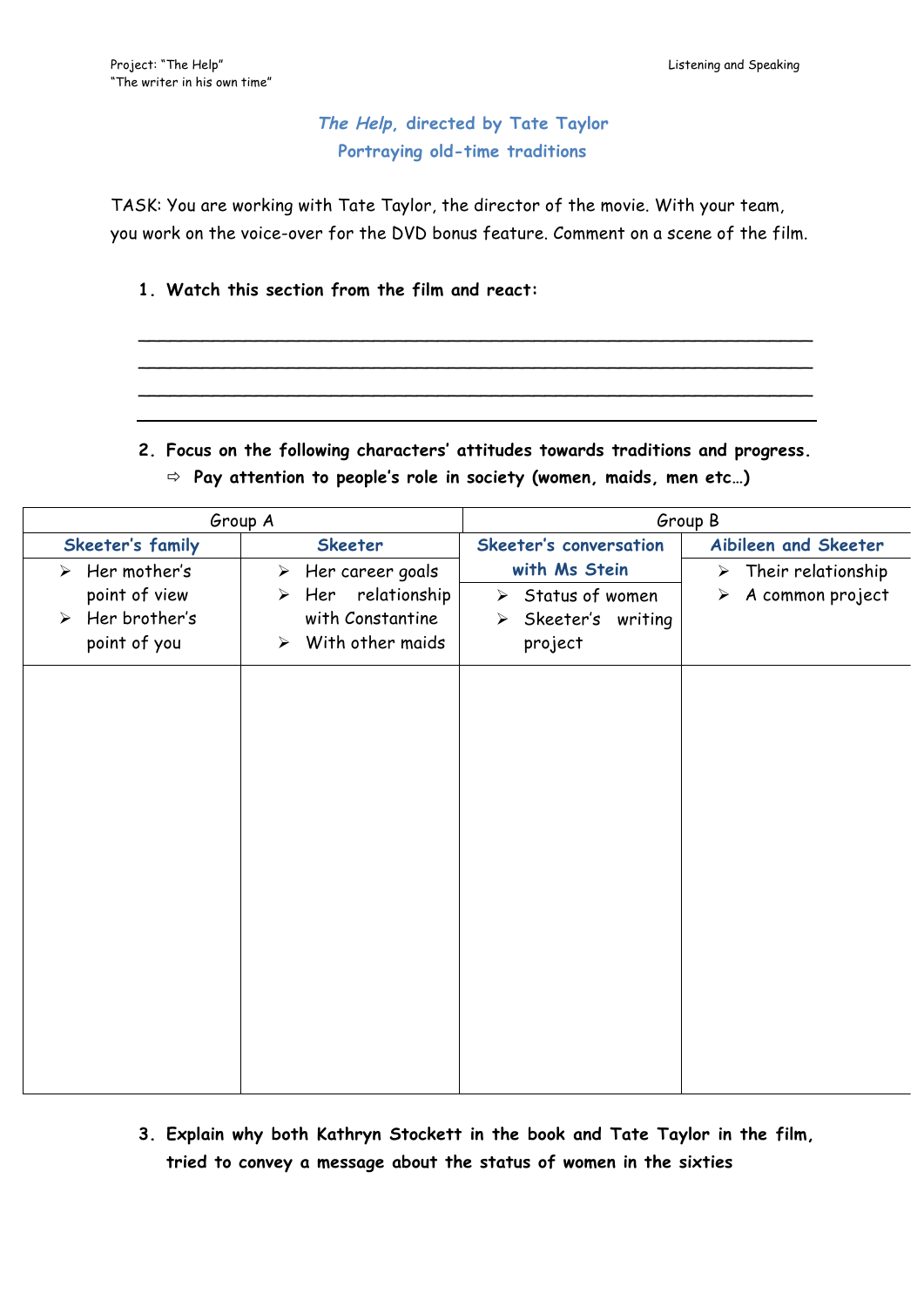## *The Help*, directed by Tate Taylor
## Portraying old-time traditions

TASK: You are working with Tate Taylor, the director of the movie. With your team, you work on the voice-over for the DVD bonus feature. Comment on a scene of the film.

1. **Watch this section from the film and react:**

_______________________________________________________________

_______________________________________________________________

_______________________________________________________________

_______________________________________________________________

2. **Focus on the following characters' attitudes towards traditions and progress.**
   - ⇨ **Pay attention to people's role in society (women, maids, men etc…)**

| Group A | | Group B | |
|---|---|---|---|
| **Skeeter's family** | **Skeeter** | **Skeeter's conversation with Ms Stein** | **Aibileen and Skeeter** |
| ➢ Her mother's point of view<br>➢ Her brother's point of you | ➢ Her career goals<br>➢ Her relationship with Constantine<br>➢ With other maids | ➢ Status of women<br>➢ Skeeter's writing project | ➢ Their relationship<br>➢ A common project |
| | | | |

3. **Explain why both Kathryn Stockett in the book and Tate Taylor in the film, tried to convey a message about the status of women in the sixties**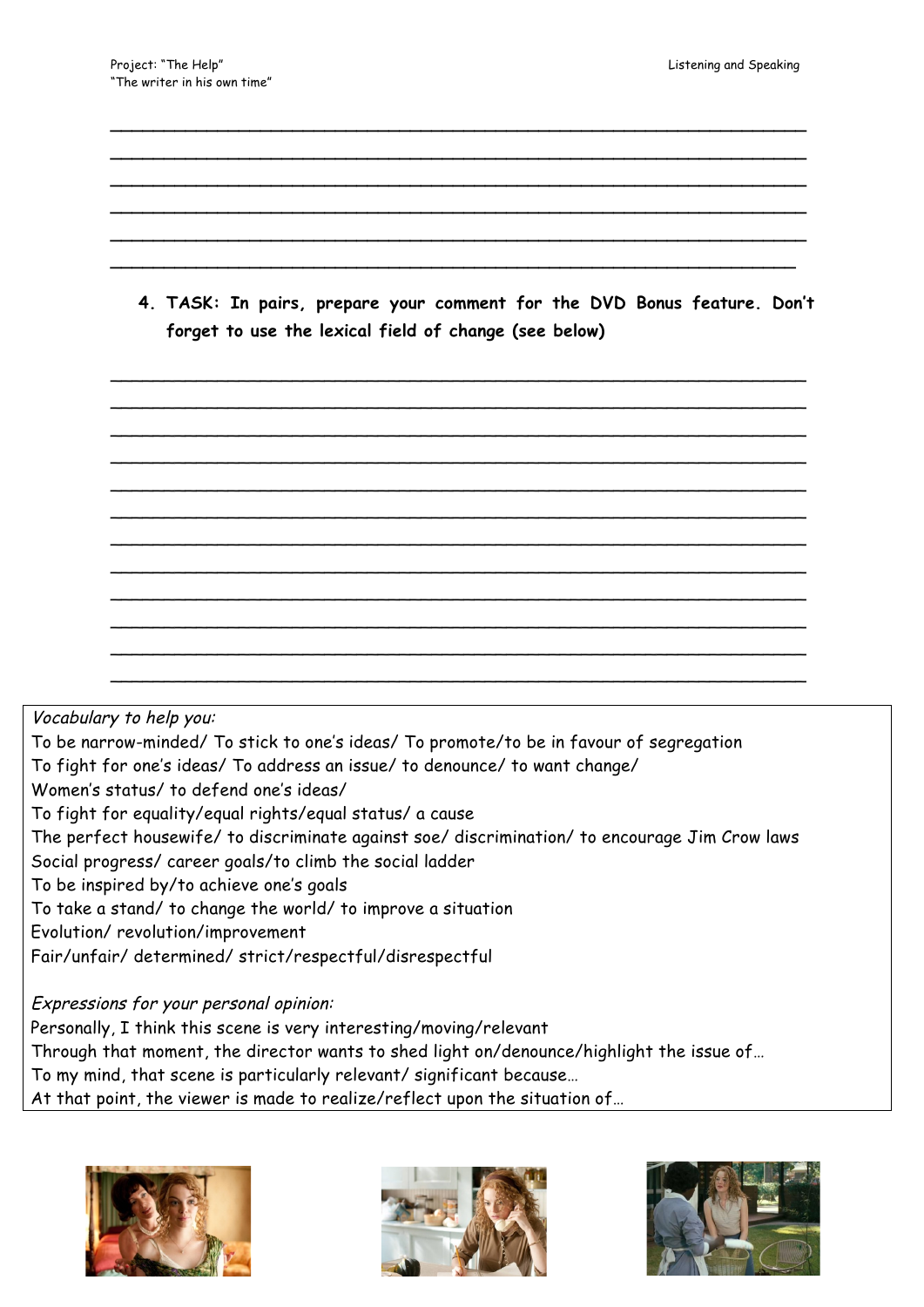4. **TASK: In pairs, prepare your comment for the DVD Bonus feature. Don't forget to use the lexical field of change (see below)**

*Vocabulary to help you:*

To be narrow-minded/ To stick to one's ideas/ To promote/to be in favour of segregation
To fight for one's ideas/ To address an issue/ to denounce/ to want change/
Women's status/ to defend one's ideas/
To fight for equality/equal rights/equal status/ a cause
The perfect housewife/ to discriminate against soe/ discrimination/ to encourage Jim Crow laws
Social progress/ career goals/to climb the social ladder
To be inspired by/to achieve one's goals
To take a stand/ to change the world/ to improve a situation
Evolution/ revolution/improvement
Fair/unfair/ determined/ strict/respectful/disrespectful

*Expressions for your personal opinion:*

Personally, I think this scene is very interesting/moving/relevant
Through that moment, the director wants to shed light on/denounce/highlight the issue of…
To my mind, that scene is particularly relevant/ significant because…
At that point, the viewer is made to realize/reflect upon the situation of…